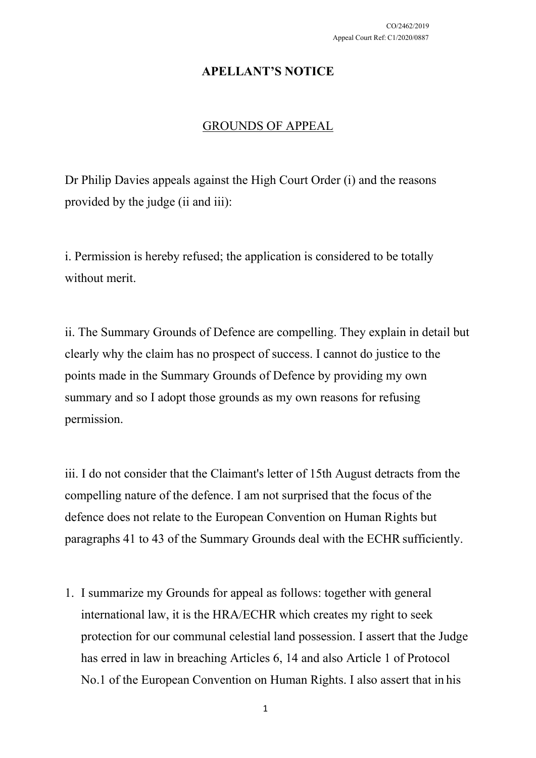CO/2462/2019

Appeal Court Ref: C1/2020/0887

# APELLANT'S NOTICE

## GROUNDS OF APPEAL

Dr Philip Davies appeals against the High Court Order (i) and the reasons provided by the judge (ii and iii):

i. Permission is hereby refused; the application is considered to be totally without merit.

ii. The Summary Grounds of Defence are compelling. They explain in detail but clearly why the claim has no prospect of success. I cannot do justice to the points made in the Summary Grounds of Defence by providing my own summary and so I adopt those grounds as my own reasons for refusing permission.

iii. I do not consider that the Claimant's letter of 15th August detracts from the compelling nature of the defence. I am not surprised that the focus of the defence does not relate to the European Convention on Human Rights but paragraphs 41 to 43 of the Summary Grounds deal with the ECHR sufficiently.

1. I summarize my Grounds for appeal as follows: together with general international law, it is the HRA/ECHR which creates my right to seek protection for our communal celestial land possession. I assert that the Judge has erred in law in breaching Articles 6, 14 and also Article 1 of Protocol No.1 of the European Convention on Human Rights. I also assert that in his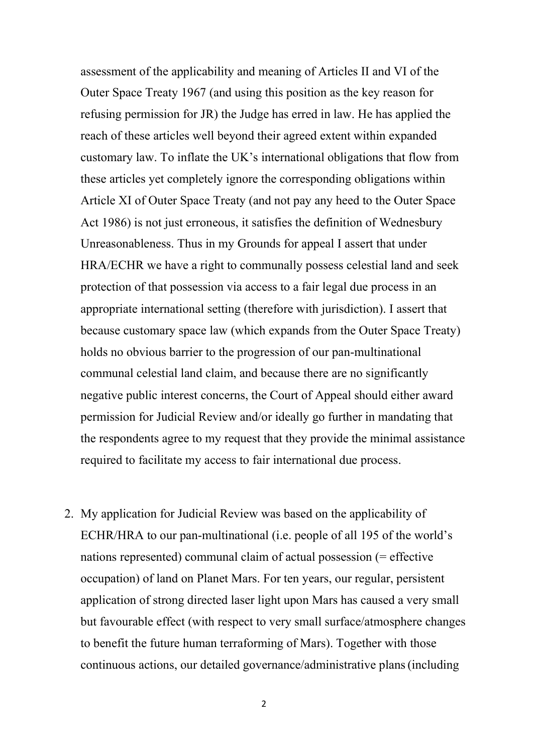assessment of the applicability and meaning of Articles II and VI of the Outer Space Treaty 1967 (and using this position as the key reason for refusing permission for JR) the Judge has erred in law. He has applied the reach of these articles well beyond their agreed extent within expanded customary law. To inflate the UK's international obligations that flow from these articles yet completely ignore the corresponding obligations within Article XI of Outer Space Treaty (and not pay any heed to the Outer Space Act 1986) is not just erroneous, it satisfies the definition of Wednesbury Unreasonableness. Thus in my Grounds for appeal I assert that under HRA/ECHR we have a right to communally possess celestial land and seek protection of that possession via access to a fair legal due process in an appropriate international setting (therefore with jurisdiction). I assert that because customary space law (which expands from the Outer Space Treaty) holds no obvious barrier to the progression of our pan-multinational communal celestial land claim, and because there are no significantly negative public interest concerns, the Court of Appeal should either award permission for Judicial Review and/or ideally go further in mandating that the respondents agree to my request that they provide the minimal assistance required to facilitate my access to fair international due process.

2. My application for Judicial Review was based on the applicability of ECHR/HRA to our pan-multinational (i.e. people of all 195 of the world's nations represented) communal claim of actual possession (= effective occupation) of land on Planet Mars. For ten years, our regular, persistent application of strong directed laser light upon Mars has caused a very small but favourable effect (with respect to very small surface/atmosphere changes to benefit the future human terraforming of Mars). Together with those continuous actions, our detailed governance/administrative plans (including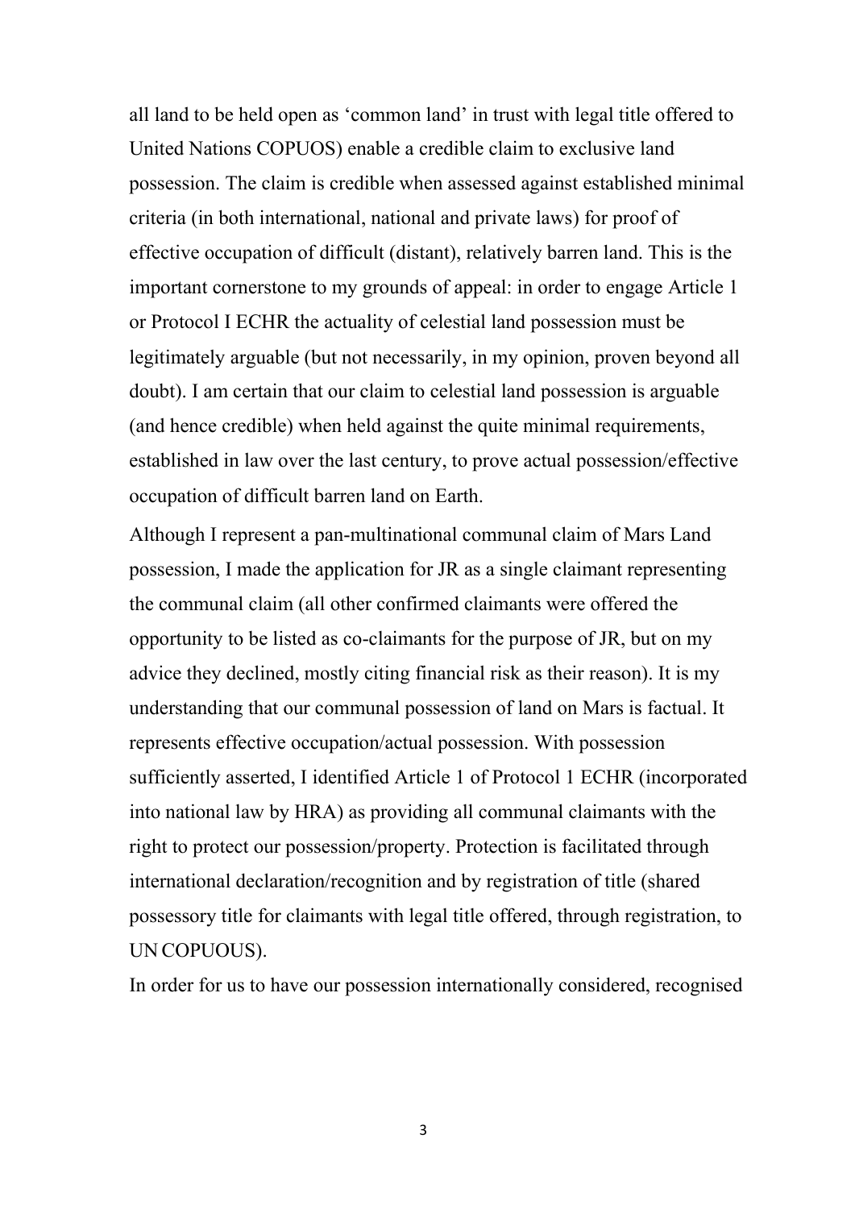all land to be held open as 'common land' in trust with legal title offered to United Nations COPUOS) enable a credible claim to exclusive land possession. The claim is credible when assessed against established minimal criteria (in both international, national and private laws) for proof of effective occupation of difficult (distant), relatively barren land. This is the important cornerstone to my grounds of appeal: in order to engage Article 1 or Protocol I ECHR the actuality of celestial land possession must be legitimately arguable (but not necessarily, in my opinion, proven beyond all doubt). I am certain that our claim to celestial land possession is arguable (and hence credible) when held against the quite minimal requirements, established in law over the last century, to prove actual possession/effective occupation of difficult barren land on Earth.

Although I represent a pan-multinational communal claim of Mars Land possession, I made the application for JR as a single claimant representing the communal claim (all other confirmed claimants were offered the opportunity to be listed as co-claimants for the purpose of JR, but on my advice they declined, mostly citing financial risk as their reason). It is my understanding that our communal possession of land on Mars is factual. It represents effective occupation/actual possession. With possession sufficiently asserted, I identified Article 1 of Protocol 1 ECHR (incorporated into national law by HRA) as providing all communal claimants with the right to protect our possession/property. Protection is facilitated through international declaration/recognition and by registration of title (shared possessory title for claimants with legal title offered, through registration, to UN COPUOUS).

In order for us to have our possession internationally considered, recognised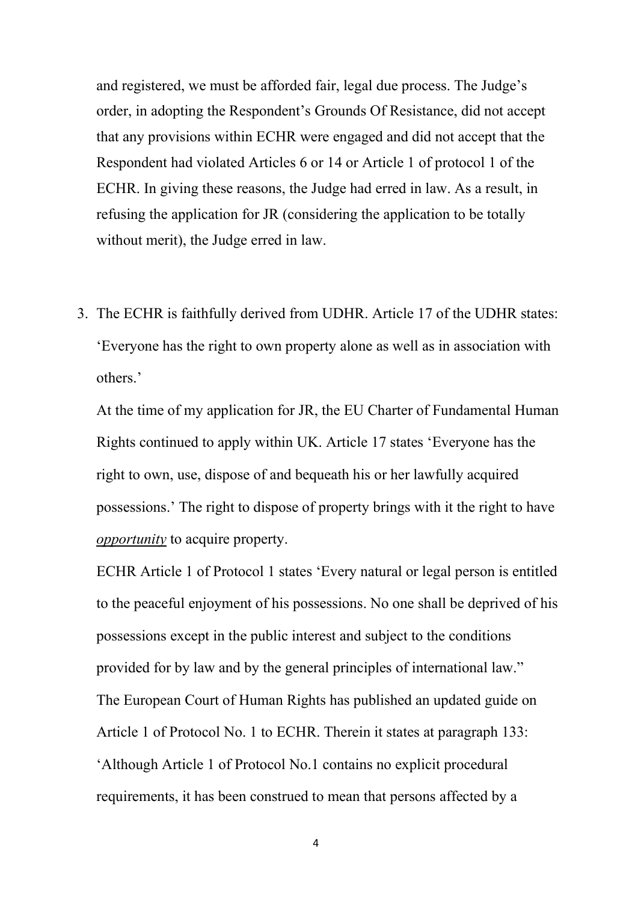and registered, we must be afforded fair, legal due process. The Judge's order, in adopting the Respondent's Grounds Of Resistance, did not accept that any provisions within ECHR were engaged and did not accept that the Respondent had violated Articles 6 or 14 or Article 1 of protocol 1 of the ECHR. In giving these reasons, the Judge had erred in law. As a result, in refusing the application for JR (considering the application to be totally without merit), the Judge erred in law.

3. The ECHR is faithfully derived from UDHR. Article 17 of the UDHR states: 'Everyone has the right to own property alone as well as in association with others.'

   At the time of my application for JR, the EU Charter of Fundamental Human Rights continued to apply within UK. Article 17 states 'Everyone has the right to own, use, dispose of and bequeath his or her lawfully acquired possessions.' The right to dispose of property brings with it the right to have ***opportunity*** to acquire property.

   ECHR Article 1 of Protocol 1 states 'Every natural or legal person is entitled to the peaceful enjoyment of his possessions. No one shall be deprived of his possessions except in the public interest and subject to the conditions provided for by law and by the general principles of international law."

   The European Court of Human Rights has published an updated guide on Article 1 of Protocol No. 1 to ECHR. Therein it states at paragraph 133: 'Although Article 1 of Protocol No.1 contains no explicit procedural requirements, it has been construed to mean that persons affected by a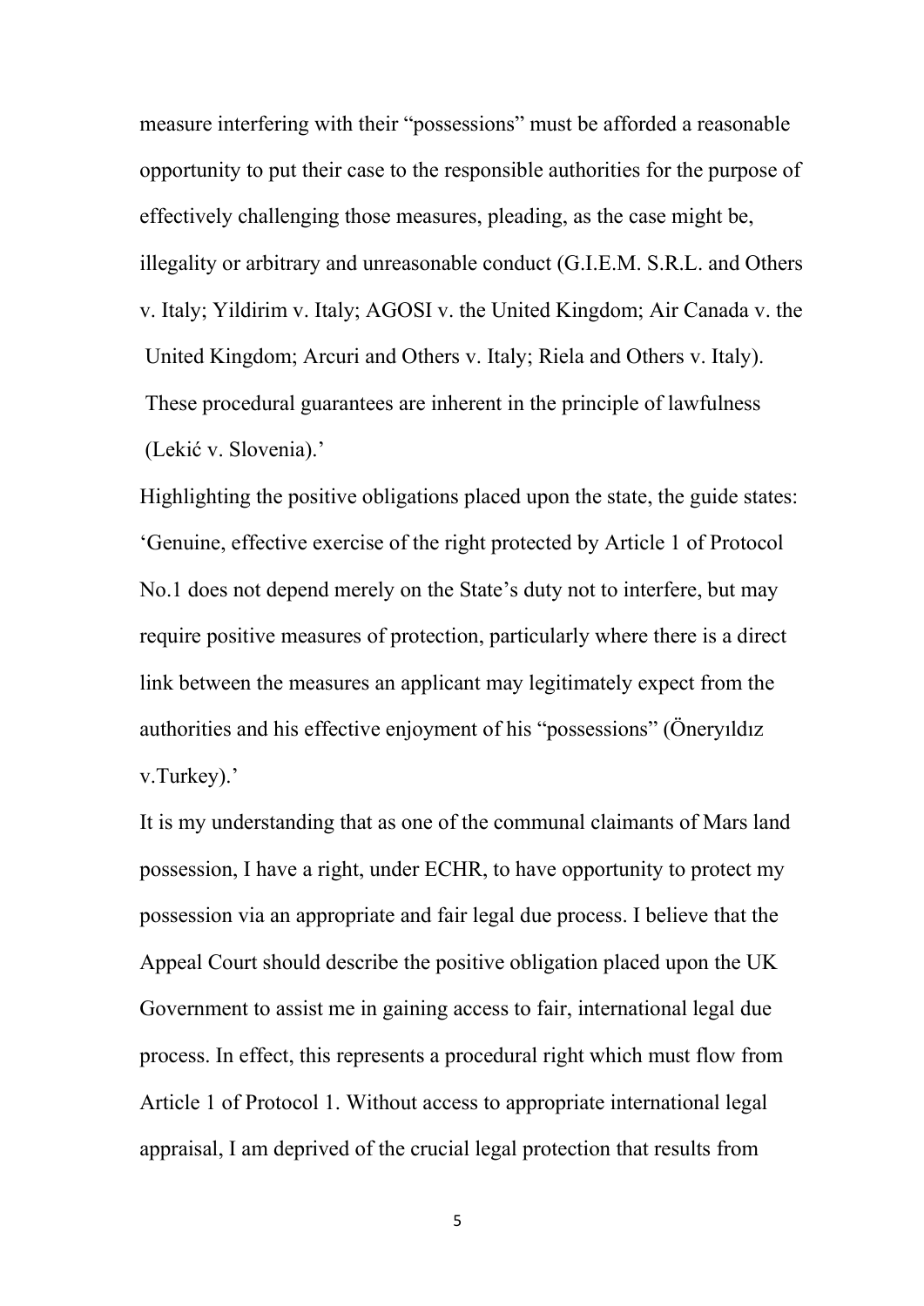measure interfering with their "possessions" must be afforded a reasonable opportunity to put their case to the responsible authorities for the purpose of effectively challenging those measures, pleading, as the case might be, illegality or arbitrary and unreasonable conduct (G.I.E.M. S.R.L. and Others v. Italy; Yildirim v. Italy; AGOSI v. the United Kingdom; Air Canada v. the United Kingdom; Arcuri and Others v. Italy; Riela and Others v. Italy). These procedural guarantees are inherent in the principle of lawfulness (Lekić v. Slovenia).'

Highlighting the positive obligations placed upon the state, the guide states: 'Genuine, effective exercise of the right protected by Article 1 of Protocol No.1 does not depend merely on the State's duty not to interfere, but may require positive measures of protection, particularly where there is a direct link between the measures an applicant may legitimately expect from the authorities and his effective enjoyment of his "possessions" (Öneryıldız v.Turkey).'

It is my understanding that as one of the communal claimants of Mars land possession, I have a right, under ECHR, to have opportunity to protect my possession via an appropriate and fair legal due process. I believe that the Appeal Court should describe the positive obligation placed upon the UK Government to assist me in gaining access to fair, international legal due process. In effect, this represents a procedural right which must flow from Article 1 of Protocol 1. Without access to appropriate international legal appraisal, I am deprived of the crucial legal protection that results from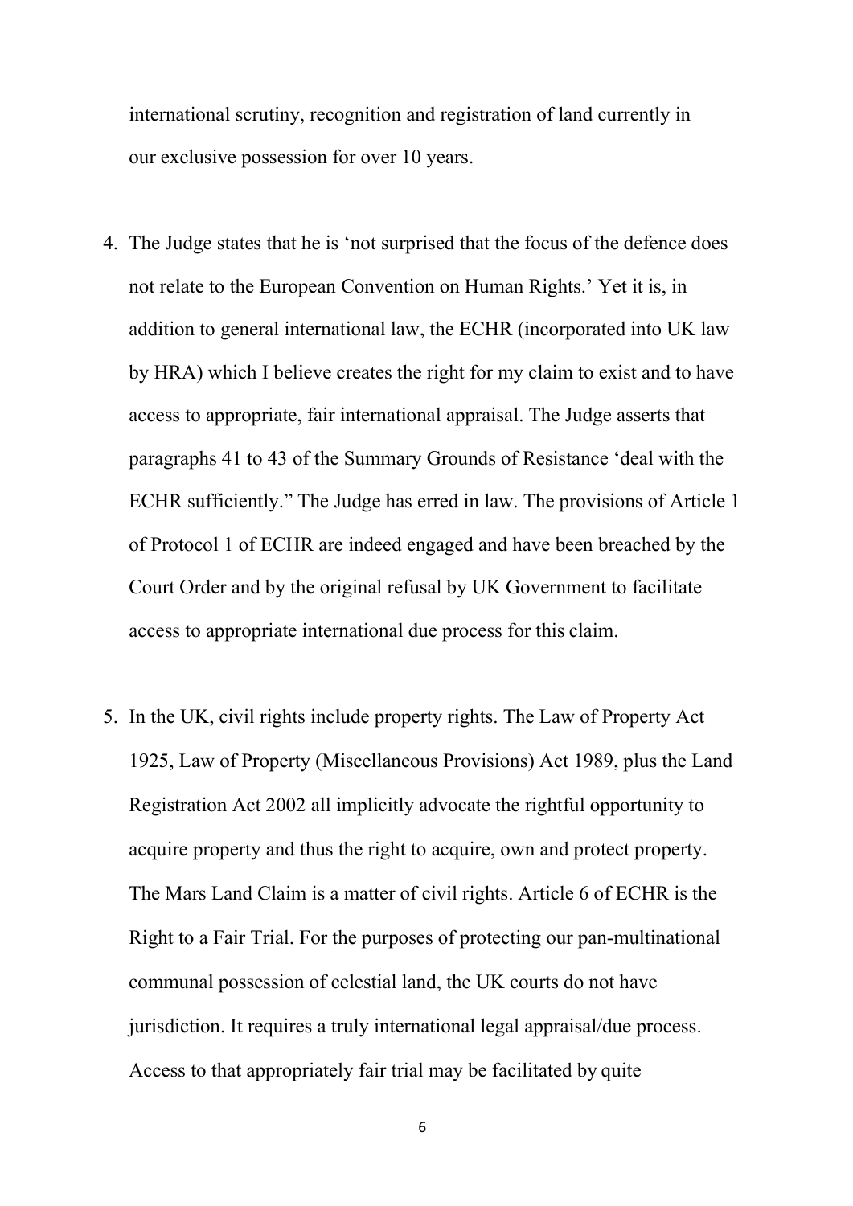international scrutiny, recognition and registration of land currently in our exclusive possession for over 10 years.

4. The Judge states that he is 'not surprised that the focus of the defence does not relate to the European Convention on Human Rights.' Yet it is, in addition to general international law, the ECHR (incorporated into UK law by HRA) which I believe creates the right for my claim to exist and to have access to appropriate, fair international appraisal. The Judge asserts that paragraphs 41 to 43 of the Summary Grounds of Resistance 'deal with the ECHR sufficiently." The Judge has erred in law. The provisions of Article 1 of Protocol 1 of ECHR are indeed engaged and have been breached by the Court Order and by the original refusal by UK Government to facilitate access to appropriate international due process for this claim.

5. In the UK, civil rights include property rights. The Law of Property Act 1925, Law of Property (Miscellaneous Provisions) Act 1989, plus the Land Registration Act 2002 all implicitly advocate the rightful opportunity to acquire property and thus the right to acquire, own and protect property. The Mars Land Claim is a matter of civil rights. Article 6 of ECHR is the Right to a Fair Trial. For the purposes of protecting our pan-multinational communal possession of celestial land, the UK courts do not have jurisdiction. It requires a truly international legal appraisal/due process. Access to that appropriately fair trial may be facilitated by quite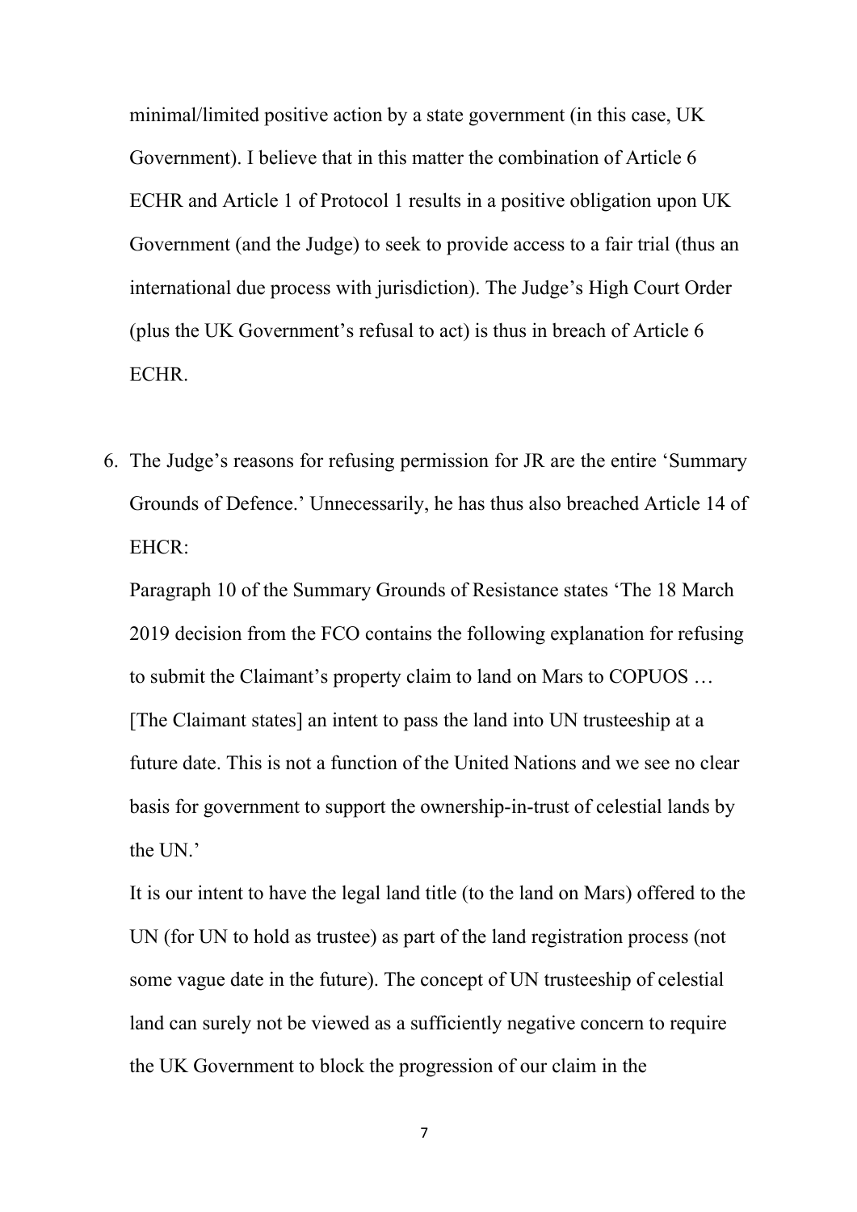minimal/limited positive action by a state government (in this case, UK Government). I believe that in this matter the combination of Article 6 ECHR and Article 1 of Protocol 1 results in a positive obligation upon UK Government (and the Judge) to seek to provide access to a fair trial (thus an international due process with jurisdiction). The Judge's High Court Order (plus the UK Government's refusal to act) is thus in breach of Article 6 ECHR.

6. The Judge's reasons for refusing permission for JR are the entire 'Summary Grounds of Defence.' Unnecessarily, he has thus also breached Article 14 of EHCR:

   Paragraph 10 of the Summary Grounds of Resistance states 'The 18 March 2019 decision from the FCO contains the following explanation for refusing to submit the Claimant's property claim to land on Mars to COPUOS … [The Claimant states] an intent to pass the land into UN trusteeship at a future date. This is not a function of the United Nations and we see no clear basis for government to support the ownership-in-trust of celestial lands by the UN.'

   It is our intent to have the legal land title (to the land on Mars) offered to the UN (for UN to hold as trustee) as part of the land registration process (not some vague date in the future). The concept of UN trusteeship of celestial land can surely not be viewed as a sufficiently negative concern to require the UK Government to block the progression of our claim in the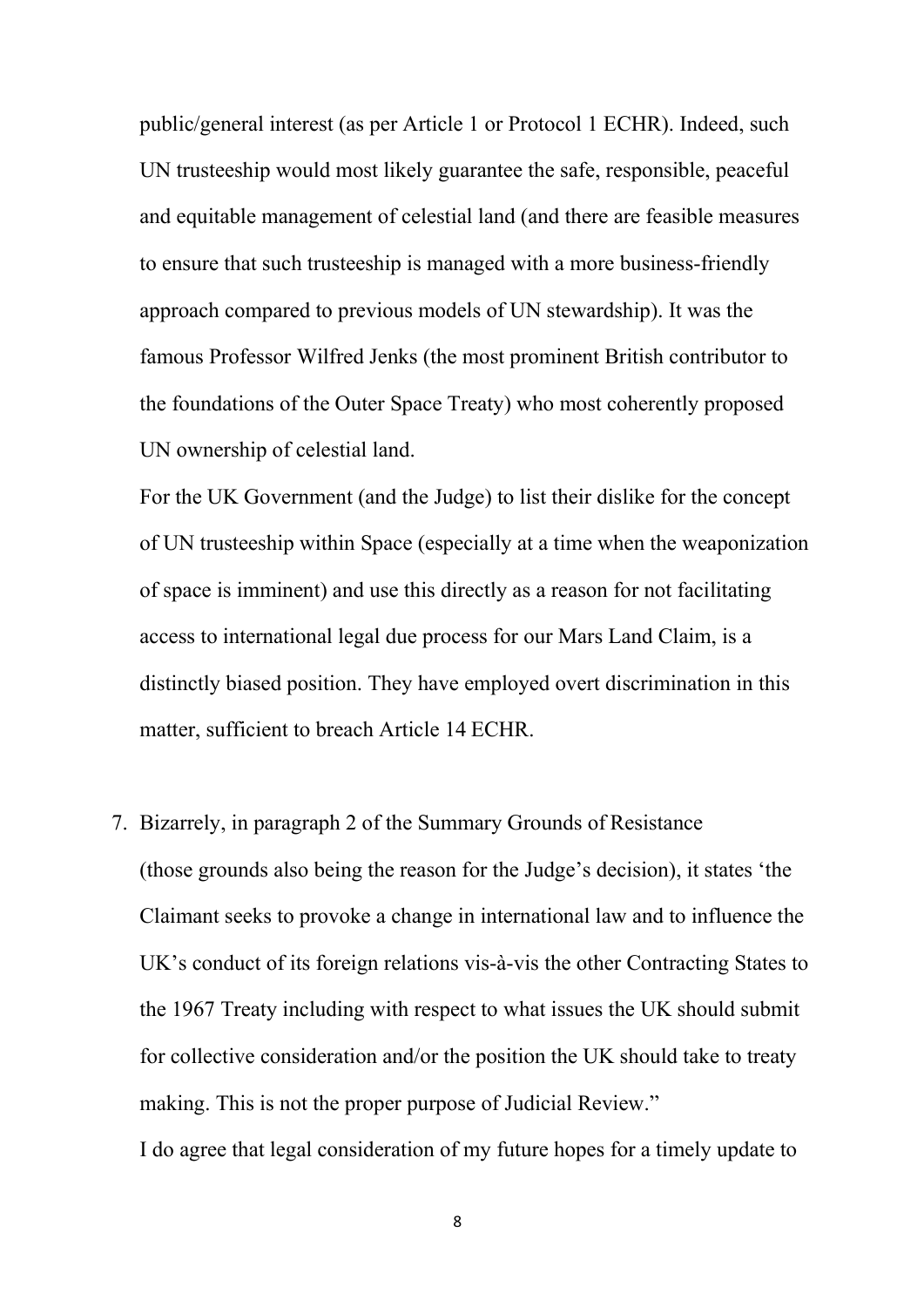public/general interest (as per Article 1 or Protocol 1 ECHR). Indeed, such UN trusteeship would most likely guarantee the safe, responsible, peaceful and equitable management of celestial land (and there are feasible measures to ensure that such trusteeship is managed with a more business-friendly approach compared to previous models of UN stewardship). It was the famous Professor Wilfred Jenks (the most prominent British contributor to the foundations of the Outer Space Treaty) who most coherently proposed UN ownership of celestial land.

For the UK Government (and the Judge) to list their dislike for the concept of UN trusteeship within Space (especially at a time when the weaponization of space is imminent) and use this directly as a reason for not facilitating access to international legal due process for our Mars Land Claim, is a distinctly biased position. They have employed overt discrimination in this matter, sufficient to breach Article 14 ECHR.

7. Bizarrely, in paragraph 2 of the Summary Grounds of Resistance (those grounds also being the reason for the Judge's decision), it states 'the Claimant seeks to provoke a change in international law and to influence the UK's conduct of its foreign relations vis-à-vis the other Contracting States to the 1967 Treaty including with respect to what issues the UK should submit for collective consideration and/or the position the UK should take to treaty making. This is not the proper purpose of Judicial Review."

   I do agree that legal consideration of my future hopes for a timely update to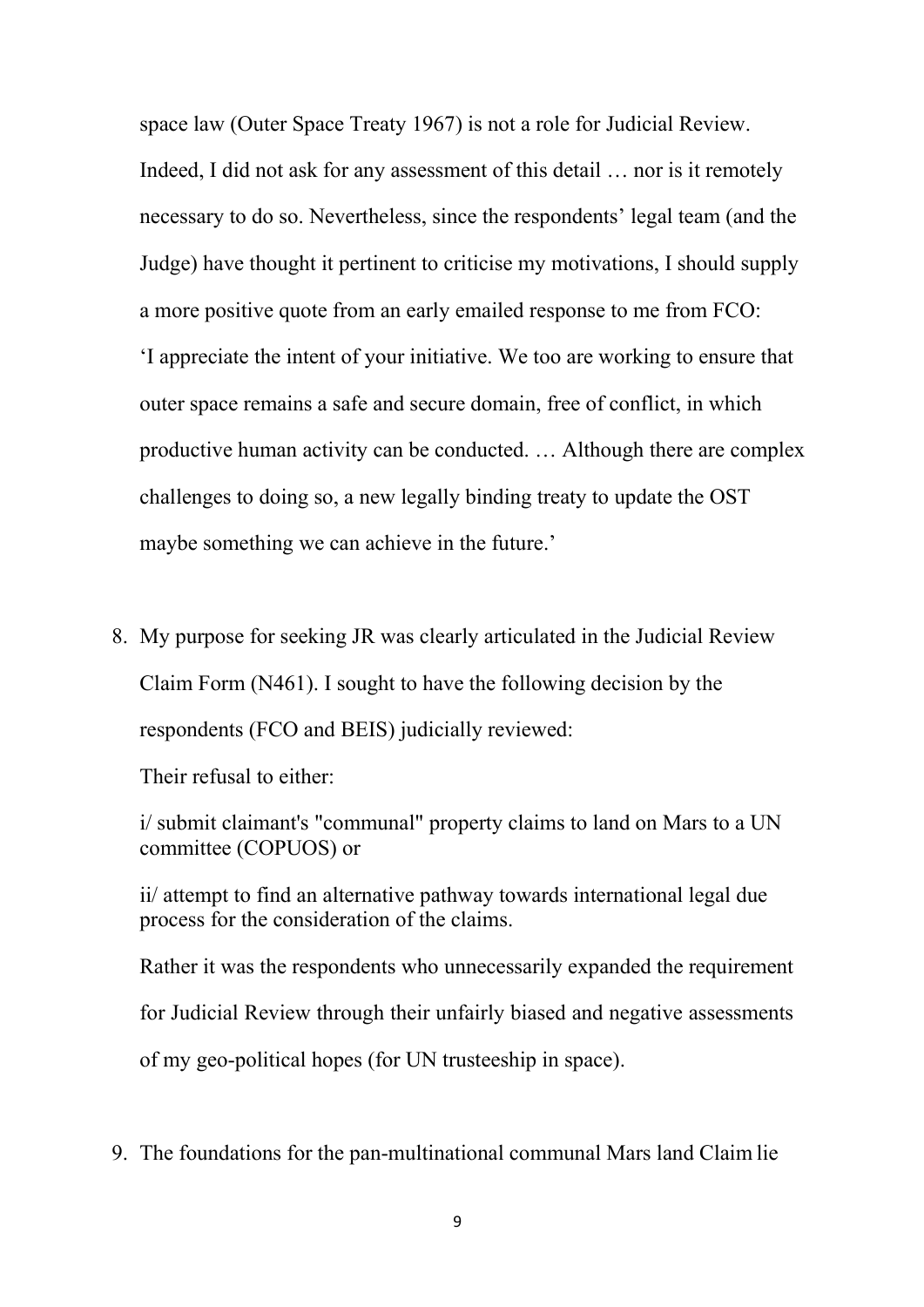space law (Outer Space Treaty 1967) is not a role for Judicial Review. Indeed, I did not ask for any assessment of this detail … nor is it remotely necessary to do so. Nevertheless, since the respondents' legal team (and the Judge) have thought it pertinent to criticise my motivations, I should supply a more positive quote from an early emailed response to me from FCO: 'I appreciate the intent of your initiative. We too are working to ensure that outer space remains a safe and secure domain, free of conflict, in which productive human activity can be conducted. … Although there are complex challenges to doing so, a new legally binding treaty to update the OST maybe something we can achieve in the future.'

8. My purpose for seeking JR was clearly articulated in the Judicial Review Claim Form (N461). I sought to have the following decision by the respondents (FCO and BEIS) judicially reviewed:

   Their refusal to either:

   i/ submit claimant's "communal" property claims to land on Mars to a UN committee (COPUOS) or

   ii/ attempt to find an alternative pathway towards international legal due process for the consideration of the claims.

   Rather it was the respondents who unnecessarily expanded the requirement for Judicial Review through their unfairly biased and negative assessments of my geo-political hopes (for UN trusteeship in space).

9. The foundations for the pan-multinational communal Mars land Claim lie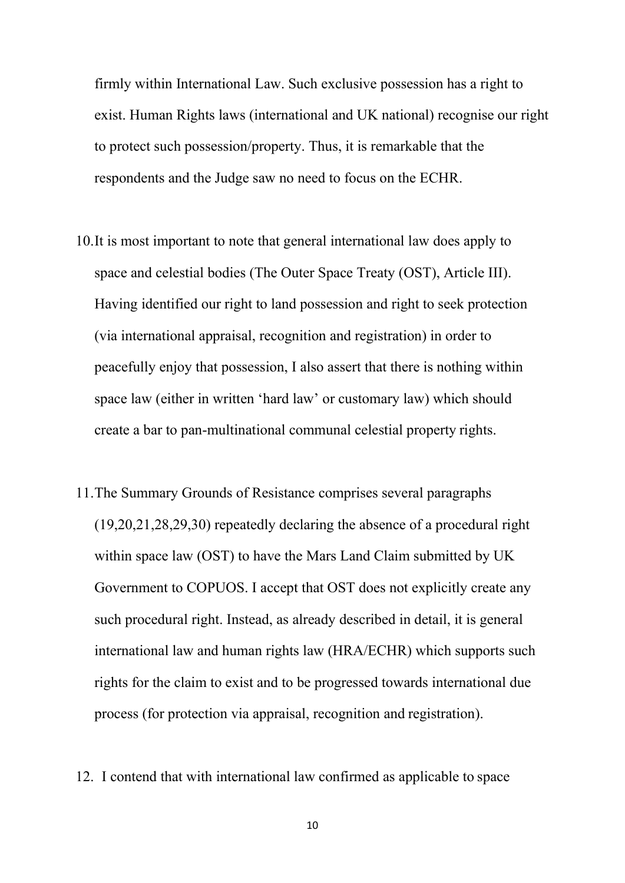firmly within International Law. Such exclusive possession has a right to exist. Human Rights laws (international and UK national) recognise our right to protect such possession/property. Thus, it is remarkable that the respondents and the Judge saw no need to focus on the ECHR.

10. It is most important to note that general international law does apply to space and celestial bodies (The Outer Space Treaty (OST), Article III). Having identified our right to land possession and right to seek protection (via international appraisal, recognition and registration) in order to peacefully enjoy that possession, I also assert that there is nothing within space law (either in written 'hard law' or customary law) which should create a bar to pan-multinational communal celestial property rights.

11. The Summary Grounds of Resistance comprises several paragraphs (19,20,21,28,29,30) repeatedly declaring the absence of a procedural right within space law (OST) to have the Mars Land Claim submitted by UK Government to COPUOS. I accept that OST does not explicitly create any such procedural right. Instead, as already described in detail, it is general international law and human rights law (HRA/ECHR) which supports such rights for the claim to exist and to be progressed towards international due process (for protection via appraisal, recognition and registration).

12. I contend that with international law confirmed as applicable to space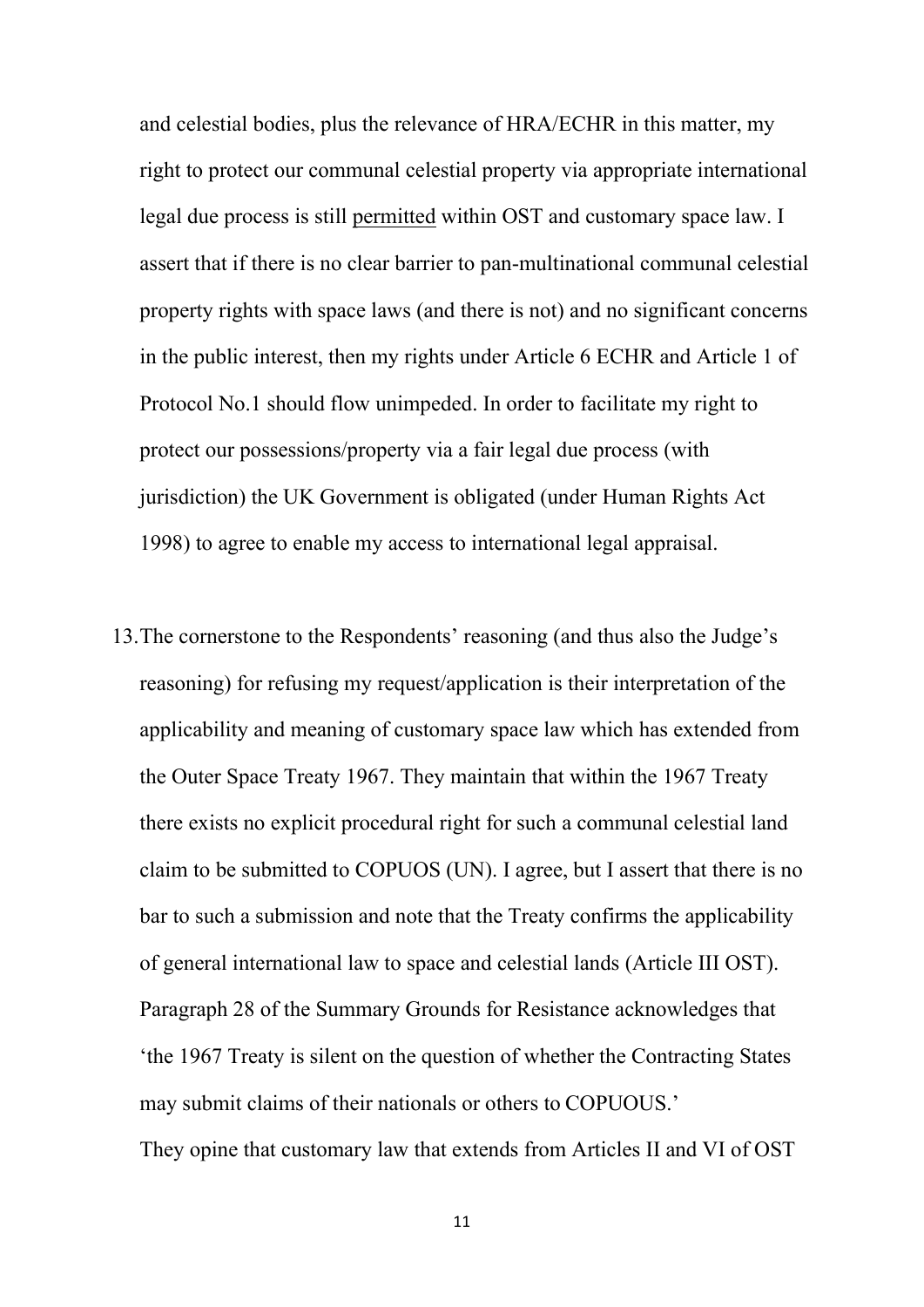and celestial bodies, plus the relevance of HRA/ECHR in this matter, my right to protect our communal celestial property via appropriate international legal due process is still <u>permitted</u> within OST and customary space law. I assert that if there is no clear barrier to pan-multinational communal celestial property rights with space laws (and there is not) and no significant concerns in the public interest, then my rights under Article 6 ECHR and Article 1 of Protocol No.1 should flow unimpeded. In order to facilitate my right to protect our possessions/property via a fair legal due process (with jurisdiction) the UK Government is obligated (under Human Rights Act 1998) to agree to enable my access to international legal appraisal.

13. The cornerstone to the Respondents' reasoning (and thus also the Judge's reasoning) for refusing my request/application is their interpretation of the applicability and meaning of customary space law which has extended from the Outer Space Treaty 1967. They maintain that within the 1967 Treaty there exists no explicit procedural right for such a communal celestial land claim to be submitted to COPUOS (UN). I agree, but I assert that there is no bar to such a submission and note that the Treaty confirms the applicability of general international law to space and celestial lands (Article III OST). Paragraph 28 of the Summary Grounds for Resistance acknowledges that 'the 1967 Treaty is silent on the question of whether the Contracting States may submit claims of their nationals or others to COPUOUS.'
They opine that customary law that extends from Articles II and VI of OST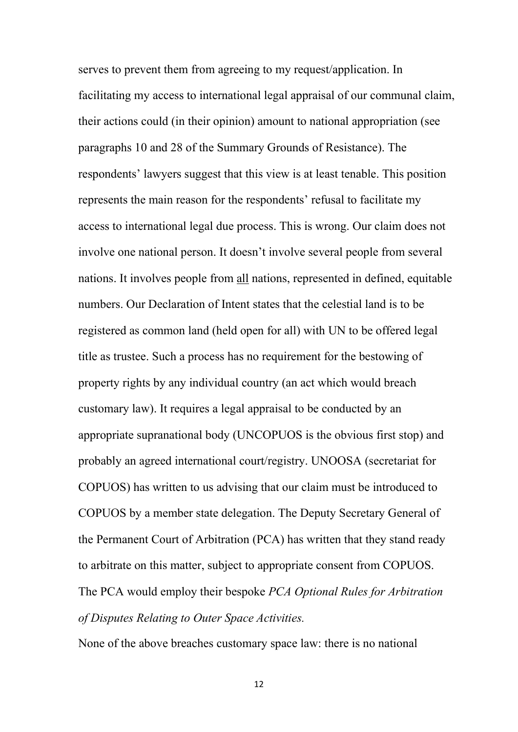serves to prevent them from agreeing to my request/application. In facilitating my access to international legal appraisal of our communal claim, their actions could (in their opinion) amount to national appropriation (see paragraphs 10 and 28 of the Summary Grounds of Resistance). The respondents' lawyers suggest that this view is at least tenable. This position represents the main reason for the respondents' refusal to facilitate my access to international legal due process. This is wrong. Our claim does not involve one national person. It doesn't involve several people from several nations. It involves people from <u>all</u> nations, represented in defined, equitable numbers. Our Declaration of Intent states that the celestial land is to be registered as common land (held open for all) with UN to be offered legal title as trustee. Such a process has no requirement for the bestowing of property rights by any individual country (an act which would breach customary law). It requires a legal appraisal to be conducted by an appropriate supranational body (UNCOPUOS is the obvious first stop) and probably an agreed international court/registry. UNOOSA (secretariat for COPUOS) has written to us advising that our claim must be introduced to COPUOS by a member state delegation. The Deputy Secretary General of the Permanent Court of Arbitration (PCA) has written that they stand ready to arbitrate on this matter, subject to appropriate consent from COPUOS. The PCA would employ their bespoke *PCA Optional Rules for Arbitration of Disputes Relating to Outer Space Activities.*

None of the above breaches customary space law: there is no national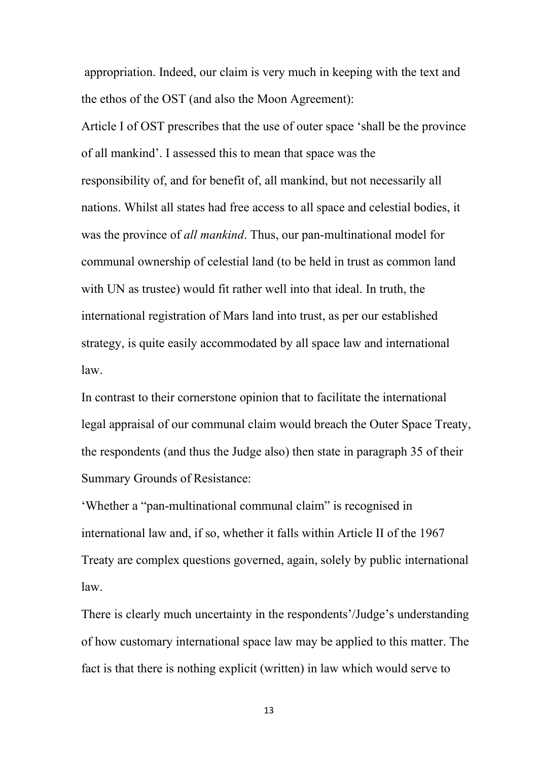appropriation. Indeed, our claim is very much in keeping with the text and the ethos of the OST (and also the Moon Agreement):

Article I of OST prescribes that the use of outer space 'shall be the province of all mankind'. I assessed this to mean that space was the responsibility of, and for benefit of, all mankind, but not necessarily all nations. Whilst all states had free access to all space and celestial bodies, it was the province of *all mankind*. Thus, our pan-multinational model for communal ownership of celestial land (to be held in trust as common land with UN as trustee) would fit rather well into that ideal. In truth, the international registration of Mars land into trust, as per our established strategy, is quite easily accommodated by all space law and international law.

In contrast to their cornerstone opinion that to facilitate the international legal appraisal of our communal claim would breach the Outer Space Treaty, the respondents (and thus the Judge also) then state in paragraph 35 of their Summary Grounds of Resistance:

'Whether a "pan-multinational communal claim" is recognised in international law and, if so, whether it falls within Article II of the 1967 Treaty are complex questions governed, again, solely by public international law.

There is clearly much uncertainty in the respondents'/Judge's understanding of how customary international space law may be applied to this matter. The fact is that there is nothing explicit (written) in law which would serve to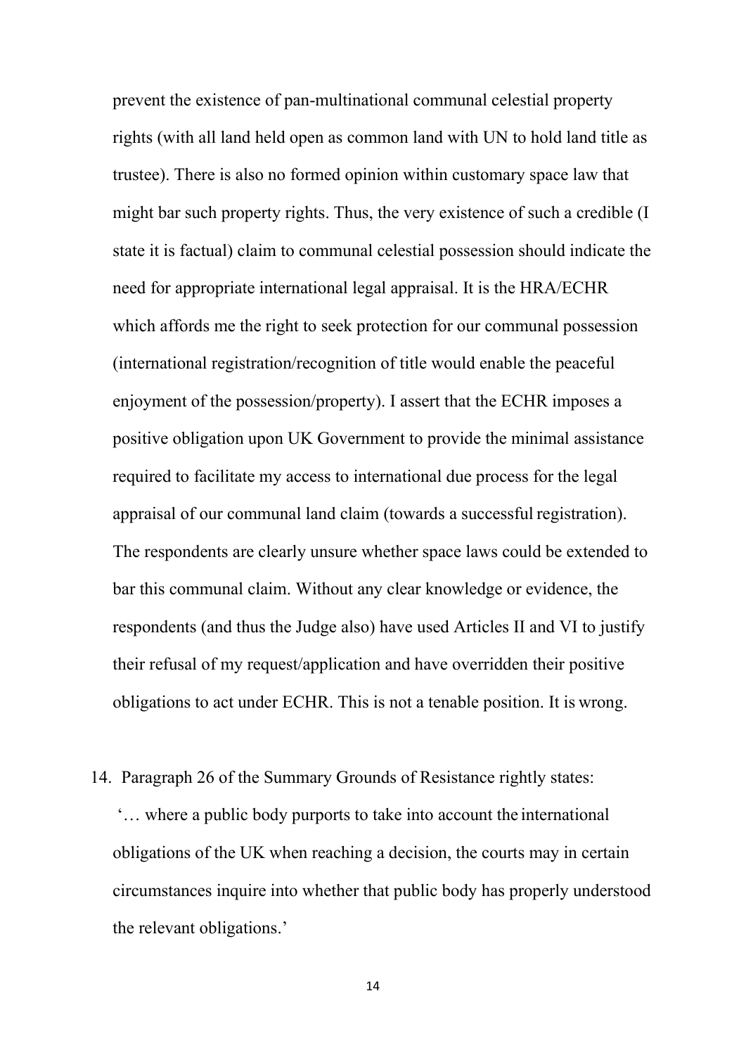prevent the existence of pan-multinational communal celestial property rights (with all land held open as common land with UN to hold land title as trustee). There is also no formed opinion within customary space law that might bar such property rights. Thus, the very existence of such a credible (I state it is factual) claim to communal celestial possession should indicate the need for appropriate international legal appraisal. It is the HRA/ECHR which affords me the right to seek protection for our communal possession (international registration/recognition of title would enable the peaceful enjoyment of the possession/property). I assert that the ECHR imposes a positive obligation upon UK Government to provide the minimal assistance required to facilitate my access to international due process for the legal appraisal of our communal land claim (towards a successful registration). The respondents are clearly unsure whether space laws could be extended to bar this communal claim. Without any clear knowledge or evidence, the respondents (and thus the Judge also) have used Articles II and VI to justify their refusal of my request/application and have overridden their positive obligations to act under ECHR. This is not a tenable position. It is wrong.

14. Paragraph 26 of the Summary Grounds of Resistance rightly states:

   '… where a public body purports to take into account the international obligations of the UK when reaching a decision, the courts may in certain circumstances inquire into whether that public body has properly understood the relevant obligations.'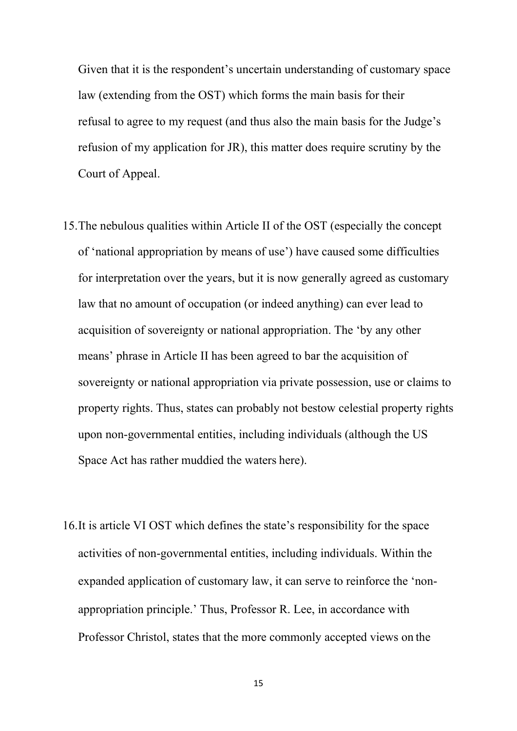Given that it is the respondent's uncertain understanding of customary space law (extending from the OST) which forms the main basis for their refusal to agree to my request (and thus also the main basis for the Judge's refusion of my application for JR), this matter does require scrutiny by the Court of Appeal.

15. The nebulous qualities within Article II of the OST (especially the concept of 'national appropriation by means of use') have caused some difficulties for interpretation over the years, but it is now generally agreed as customary law that no amount of occupation (or indeed anything) can ever lead to acquisition of sovereignty or national appropriation. The 'by any other means' phrase in Article II has been agreed to bar the acquisition of sovereignty or national appropriation via private possession, use or claims to property rights. Thus, states can probably not bestow celestial property rights upon non-governmental entities, including individuals (although the US Space Act has rather muddied the waters here).

16. It is article VI OST which defines the state's responsibility for the space activities of non-governmental entities, including individuals. Within the expanded application of customary law, it can serve to reinforce the 'non-appropriation principle.' Thus, Professor R. Lee, in accordance with Professor Christol, states that the more commonly accepted views on the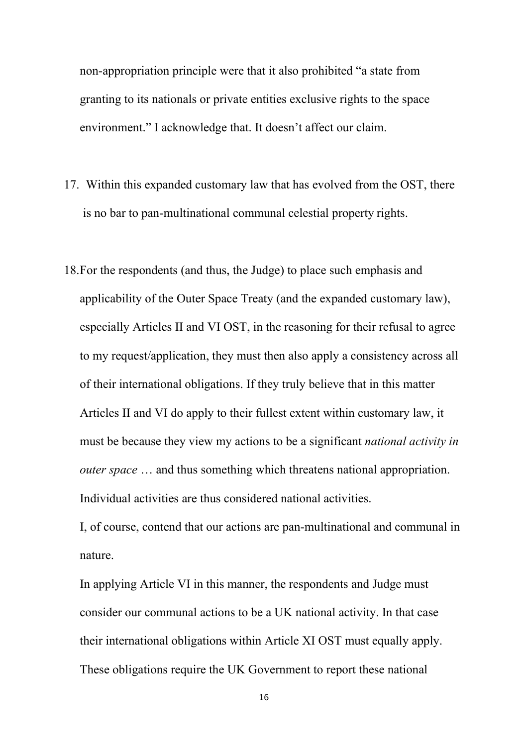non-appropriation principle were that it also prohibited "a state from granting to its nationals or private entities exclusive rights to the space environment." I acknowledge that. It doesn't affect our claim.

17. Within this expanded customary law that has evolved from the OST, there is no bar to pan-multinational communal celestial property rights.

18. For the respondents (and thus, the Judge) to place such emphasis and applicability of the Outer Space Treaty (and the expanded customary law), especially Articles II and VI OST, in the reasoning for their refusal to agree to my request/application, they must then also apply a consistency across all of their international obligations. If they truly believe that in this matter Articles II and VI do apply to their fullest extent within customary law, it must be because they view my actions to be a significant *national activity in outer space* … and thus something which threatens national appropriation. Individual activities are thus considered national activities.

    I, of course, contend that our actions are pan-multinational and communal in nature.

    In applying Article VI in this manner, the respondents and Judge must consider our communal actions to be a UK national activity. In that case their international obligations within Article XI OST must equally apply. These obligations require the UK Government to report these national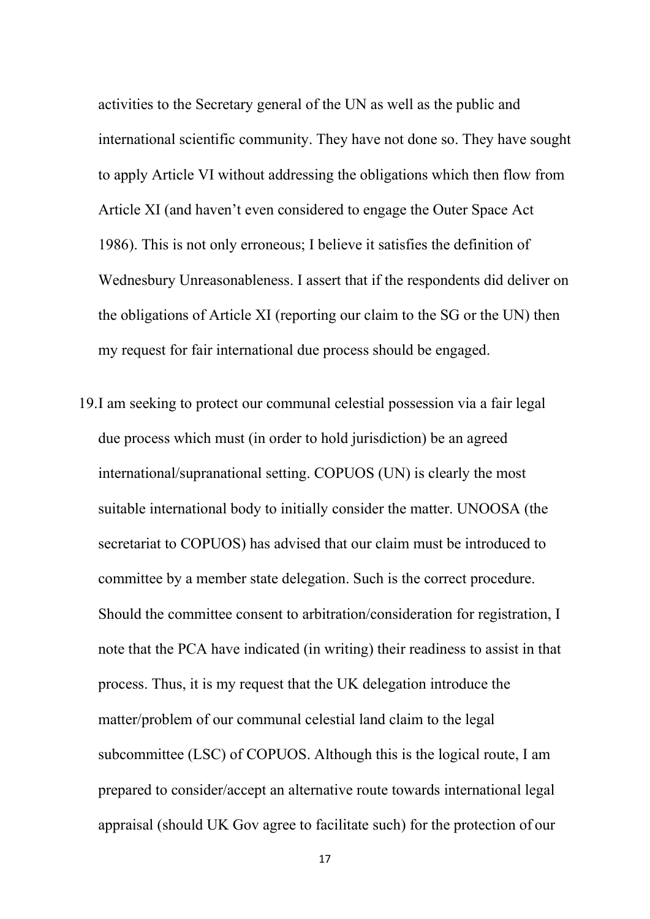activities to the Secretary general of the UN as well as the public and international scientific community. They have not done so. They have sought to apply Article VI without addressing the obligations which then flow from Article XI (and haven't even considered to engage the Outer Space Act 1986). This is not only erroneous; I believe it satisfies the definition of Wednesbury Unreasonableness. I assert that if the respondents did deliver on the obligations of Article XI (reporting our claim to the SG or the UN) then my request for fair international due process should be engaged.

19. I am seeking to protect our communal celestial possession via a fair legal due process which must (in order to hold jurisdiction) be an agreed international/supranational setting. COPUOS (UN) is clearly the most suitable international body to initially consider the matter. UNOOSA (the secretariat to COPUOS) has advised that our claim must be introduced to committee by a member state delegation. Such is the correct procedure. Should the committee consent to arbitration/consideration for registration, I note that the PCA have indicated (in writing) their readiness to assist in that process. Thus, it is my request that the UK delegation introduce the matter/problem of our communal celestial land claim to the legal subcommittee (LSC) of COPUOS. Although this is the logical route, I am prepared to consider/accept an alternative route towards international legal appraisal (should UK Gov agree to facilitate such) for the protection of our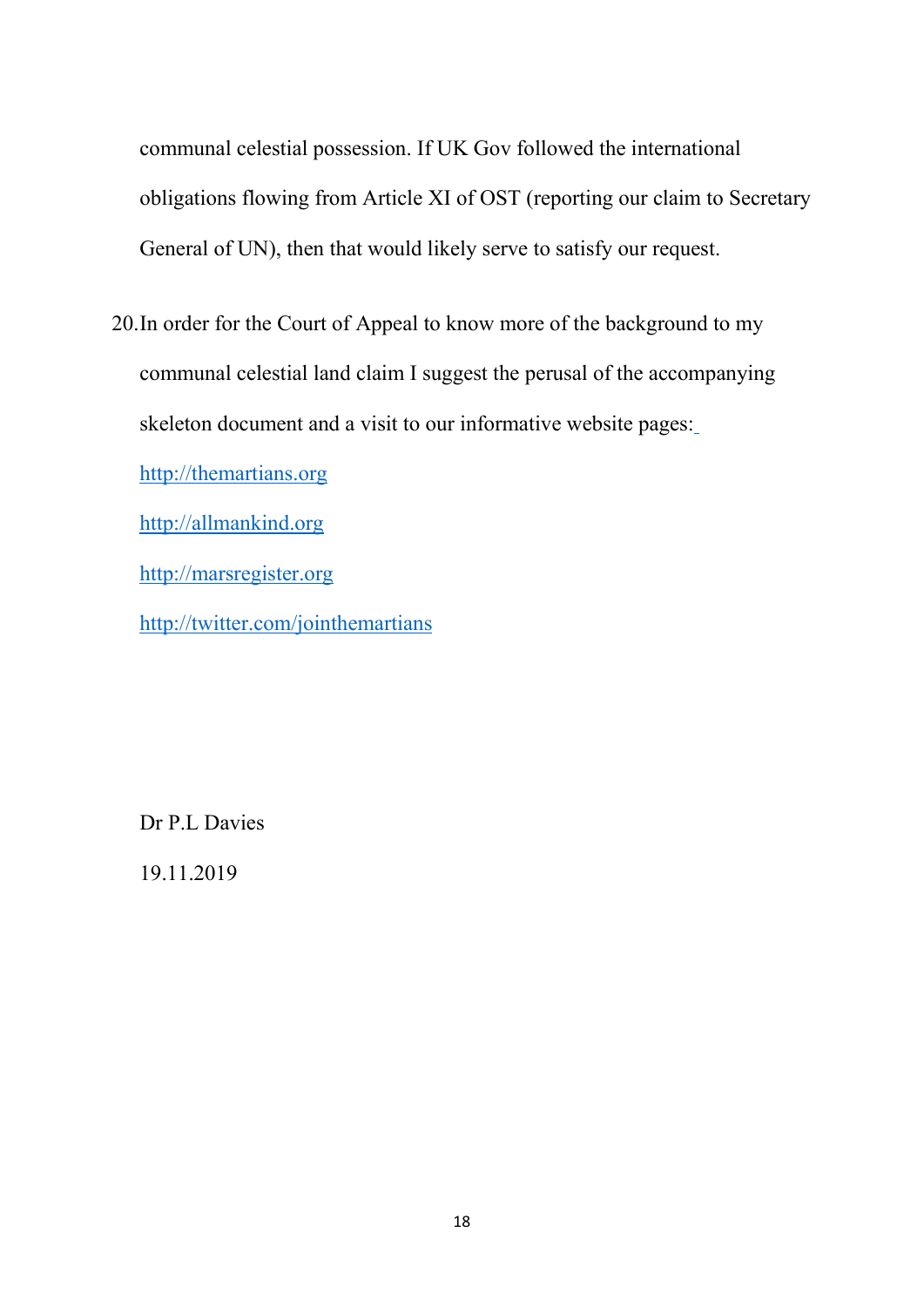communal celestial possession. If UK Gov followed the international obligations flowing from Article XI of OST (reporting our claim to Secretary General of UN), then that would likely serve to satisfy our request.

20. In order for the Court of Appeal to know more of the background to my communal celestial land claim I suggest the perusal of the accompanying skeleton document and a visit to our informative website pages:

[http://themartians.org](http://themartians.org)

[http://allmankind.org](http://allmankind.org)

[http://marsregister.org](http://marsregister.org)

[http://twitter.com/jointhemartians](http://twitter.com/jointhemartians)

Dr P.L Davies

19.11.2019